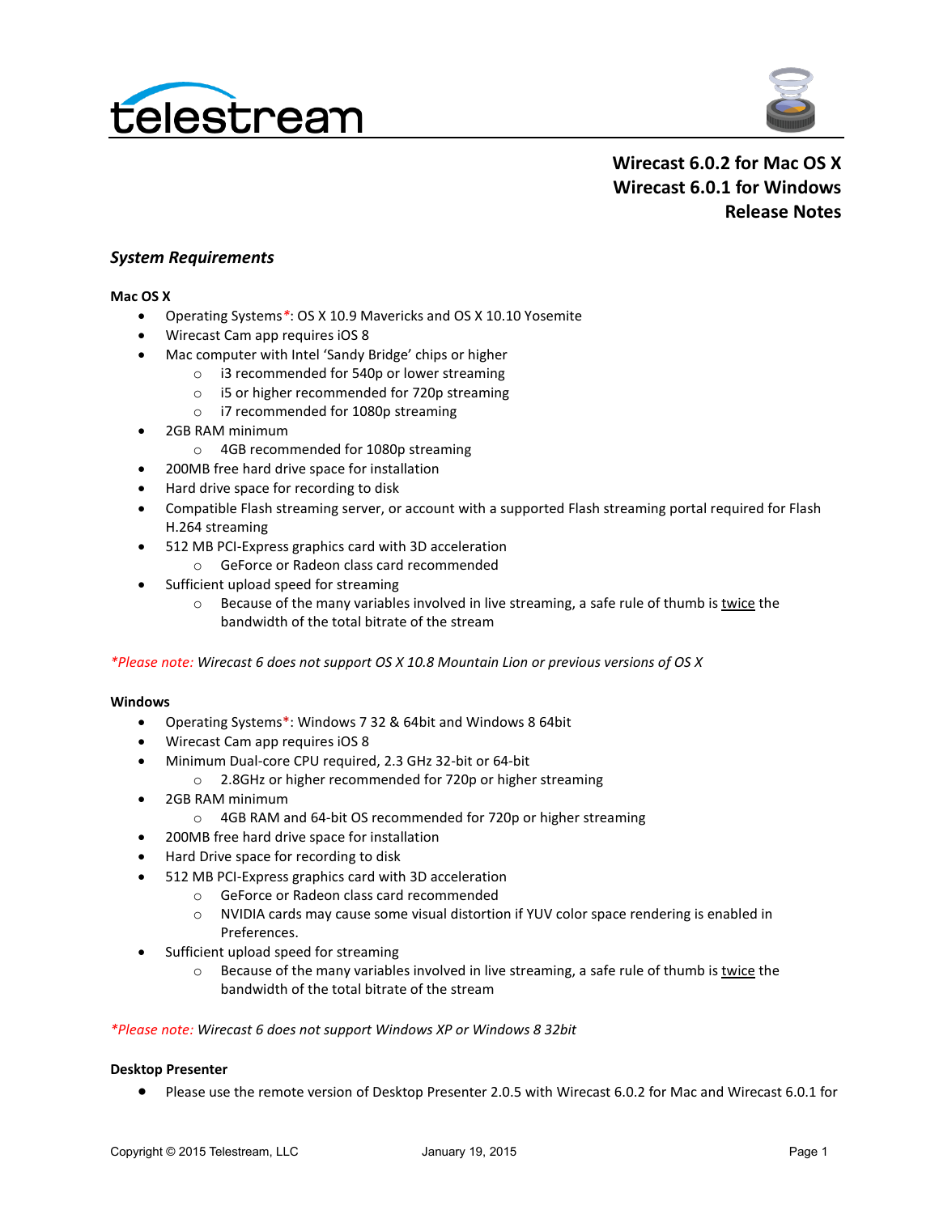telestream

# Wirecast 6.0.2 for Mac OS X
# Wirecast 6.0.1 for Windows
# Release Notes

## *System Requirements*

### Mac OS X

- Operating Systems*: OS X 10.9 Mavericks and OS X 10.10 Yosemite
- Wirecast Cam app requires iOS 8
- Mac computer with Intel 'Sandy Bridge' chips or higher
  - i3 recommended for 540p or lower streaming
  - i5 or higher recommended for 720p streaming
  - i7 recommended for 1080p streaming
- 2GB RAM minimum
  - 4GB recommended for 1080p streaming
- 200MB free hard drive space for installation
- Hard drive space for recording to disk
- Compatible Flash streaming server, or account with a supported Flash streaming portal required for Flash H.264 streaming
- 512 MB PCI-Express graphics card with 3D acceleration
  - GeForce or Radeon class card recommended
- Sufficient upload speed for streaming
  - Because of the many variables involved in live streaming, a safe rule of thumb is twice the bandwidth of the total bitrate of the stream

**Please note:* *Wirecast 6 does not support OS X 10.8 Mountain Lion or previous versions of OS X*

### Windows

- Operating Systems*: Windows 7 32 & 64bit and Windows 8 64bit
- Wirecast Cam app requires iOS 8
- Minimum Dual-core CPU required, 2.3 GHz 32-bit or 64-bit
  - 2.8GHz or higher recommended for 720p or higher streaming
- 2GB RAM minimum
  - 4GB RAM and 64-bit OS recommended for 720p or higher streaming
- 200MB free hard drive space for installation
- Hard Drive space for recording to disk
- 512 MB PCI-Express graphics card with 3D acceleration
  - GeForce or Radeon class card recommended
  - NVIDIA cards may cause some visual distortion if YUV color space rendering is enabled in Preferences.
- Sufficient upload speed for streaming
  - Because of the many variables involved in live streaming, a safe rule of thumb is twice the bandwidth of the total bitrate of the stream

**Please note:* *Wirecast 6 does not support Windows XP or Windows 8 32bit*

### Desktop Presenter

- Please use the remote version of Desktop Presenter 2.0.5 with Wirecast 6.0.2 for Mac and Wirecast 6.0.1 for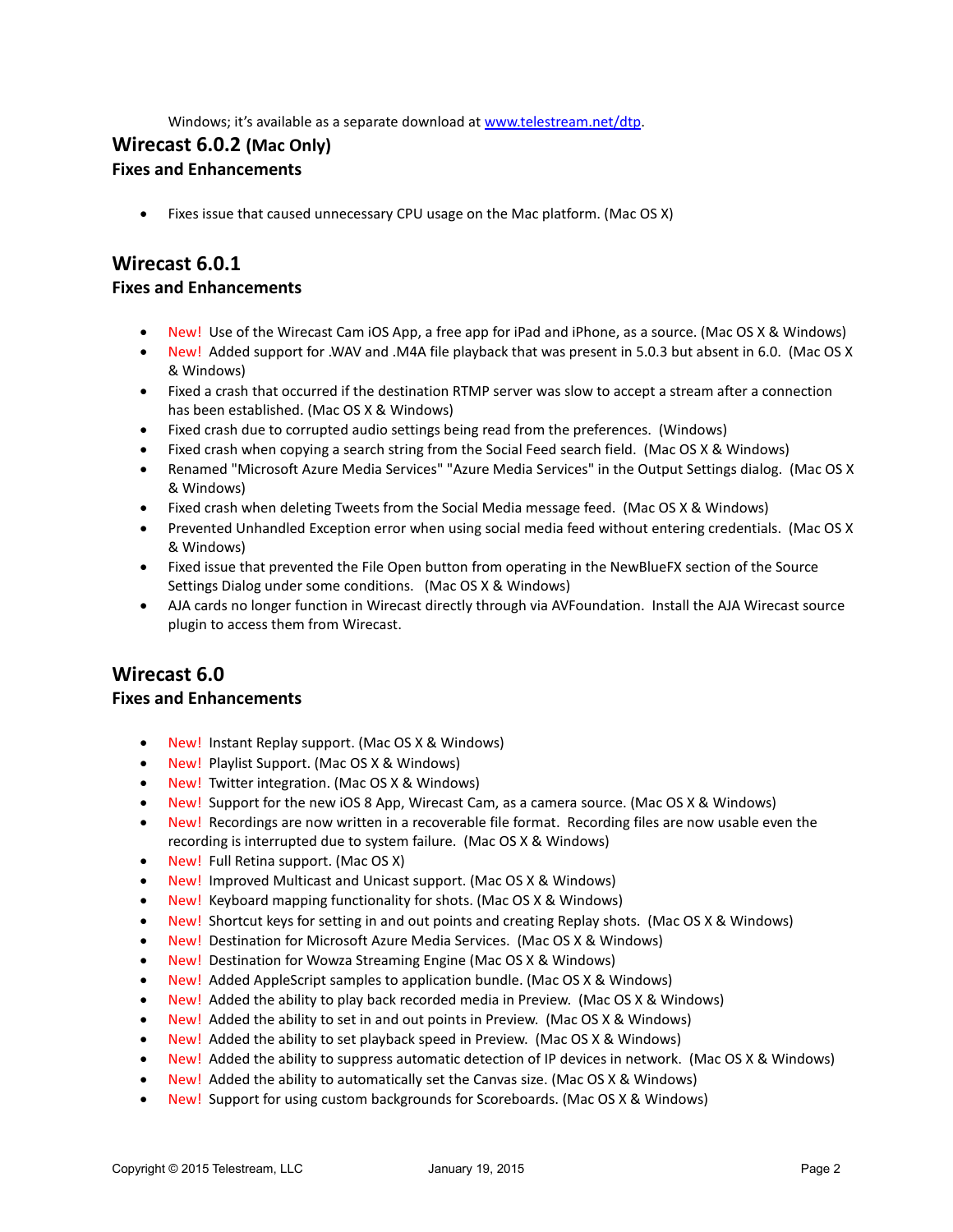Windows; it's available as a separate download at www.telestream.net/dtp.

## Wirecast 6.0.2 (Mac Only)

### Fixes and Enhancements

- Fixes issue that caused unnecessary CPU usage on the Mac platform. (Mac OS X)

## Wirecast 6.0.1

### Fixes and Enhancements

- New! Use of the Wirecast Cam iOS App, a free app for iPad and iPhone, as a source. (Mac OS X & Windows)
- New! Added support for .WAV and .M4A file playback that was present in 5.0.3 but absent in 6.0. (Mac OS X & Windows)
- Fixed a crash that occurred if the destination RTMP server was slow to accept a stream after a connection has been established. (Mac OS X & Windows)
- Fixed crash due to corrupted audio settings being read from the preferences. (Windows)
- Fixed crash when copying a search string from the Social Feed search field. (Mac OS X & Windows)
- Renamed "Microsoft Azure Media Services" "Azure Media Services" in the Output Settings dialog. (Mac OS X & Windows)
- Fixed crash when deleting Tweets from the Social Media message feed. (Mac OS X & Windows)
- Prevented Unhandled Exception error when using social media feed without entering credentials. (Mac OS X & Windows)
- Fixed issue that prevented the File Open button from operating in the NewBlueFX section of the Source Settings Dialog under some conditions. (Mac OS X & Windows)
- AJA cards no longer function in Wirecast directly through via AVFoundation. Install the AJA Wirecast source plugin to access them from Wirecast.

## Wirecast 6.0

### Fixes and Enhancements

- New! Instant Replay support. (Mac OS X & Windows)
- New! Playlist Support. (Mac OS X & Windows)
- New! Twitter integration. (Mac OS X & Windows)
- New! Support for the new iOS 8 App, Wirecast Cam, as a camera source. (Mac OS X & Windows)
- New! Recordings are now written in a recoverable file format. Recording files are now usable even the recording is interrupted due to system failure. (Mac OS X & Windows)
- New! Full Retina support. (Mac OS X)
- New! Improved Multicast and Unicast support. (Mac OS X & Windows)
- New! Keyboard mapping functionality for shots. (Mac OS X & Windows)
- New! Shortcut keys for setting in and out points and creating Replay shots. (Mac OS X & Windows)
- New! Destination for Microsoft Azure Media Services. (Mac OS X & Windows)
- New! Destination for Wowza Streaming Engine (Mac OS X & Windows)
- New! Added AppleScript samples to application bundle. (Mac OS X & Windows)
- New! Added the ability to play back recorded media in Preview. (Mac OS X & Windows)
- New! Added the ability to set in and out points in Preview. (Mac OS X & Windows)
- New! Added the ability to set playback speed in Preview. (Mac OS X & Windows)
- New! Added the ability to suppress automatic detection of IP devices in network. (Mac OS X & Windows)
- New! Added the ability to automatically set the Canvas size. (Mac OS X & Windows)
- New! Support for using custom backgrounds for Scoreboards. (Mac OS X & Windows)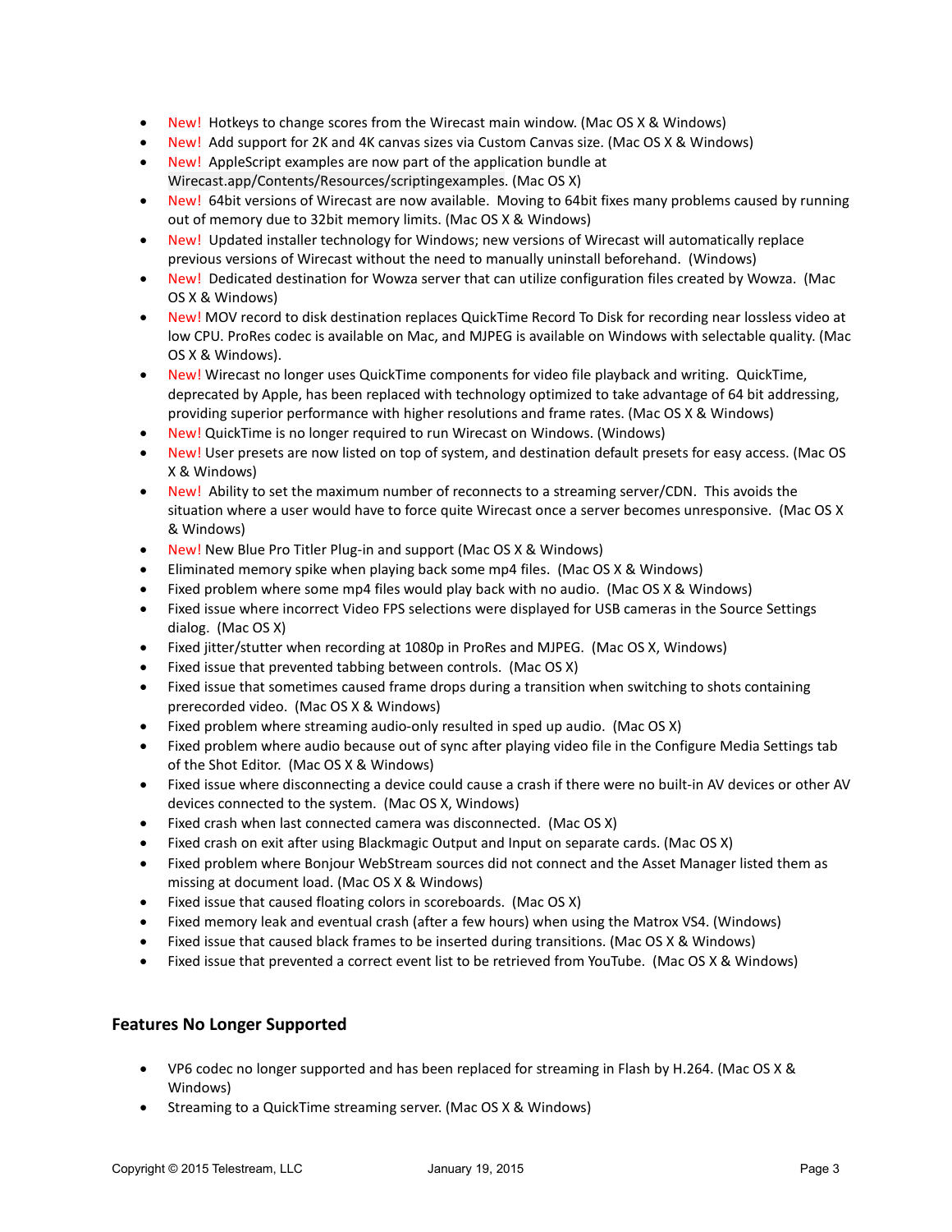- New! Hotkeys to change scores from the Wirecast main window. (Mac OS X & Windows)
- New! Add support for 2K and 4K canvas sizes via Custom Canvas size. (Mac OS X & Windows)
- New! AppleScript examples are now part of the application bundle at Wirecast.app/Contents/Resources/scriptingexamples. (Mac OS X)
- New! 64bit versions of Wirecast are now available. Moving to 64bit fixes many problems caused by running out of memory due to 32bit memory limits. (Mac OS X & Windows)
- New! Updated installer technology for Windows; new versions of Wirecast will automatically replace previous versions of Wirecast without the need to manually uninstall beforehand. (Windows)
- New! Dedicated destination for Wowza server that can utilize configuration files created by Wowza. (Mac OS X & Windows)
- New! MOV record to disk destination replaces QuickTime Record To Disk for recording near lossless video at low CPU. ProRes codec is available on Mac, and MJPEG is available on Windows with selectable quality. (Mac OS X & Windows).
- New! Wirecast no longer uses QuickTime components for video file playback and writing. QuickTime, deprecated by Apple, has been replaced with technology optimized to take advantage of 64 bit addressing, providing superior performance with higher resolutions and frame rates. (Mac OS X & Windows)
- New! QuickTime is no longer required to run Wirecast on Windows. (Windows)
- New! User presets are now listed on top of system, and destination default presets for easy access. (Mac OS X & Windows)
- New! Ability to set the maximum number of reconnects to a streaming server/CDN. This avoids the situation where a user would have to force quite Wirecast once a server becomes unresponsive. (Mac OS X & Windows)
- New! New Blue Pro Titler Plug-in and support (Mac OS X & Windows)
- Eliminated memory spike when playing back some mp4 files. (Mac OS X & Windows)
- Fixed problem where some mp4 files would play back with no audio. (Mac OS X & Windows)
- Fixed issue where incorrect Video FPS selections were displayed for USB cameras in the Source Settings dialog. (Mac OS X)
- Fixed jitter/stutter when recording at 1080p in ProRes and MJPEG. (Mac OS X, Windows)
- Fixed issue that prevented tabbing between controls. (Mac OS X)
- Fixed issue that sometimes caused frame drops during a transition when switching to shots containing prerecorded video. (Mac OS X & Windows)
- Fixed problem where streaming audio-only resulted in sped up audio. (Mac OS X)
- Fixed problem where audio because out of sync after playing video file in the Configure Media Settings tab of the Shot Editor. (Mac OS X & Windows)
- Fixed issue where disconnecting a device could cause a crash if there were no built-in AV devices or other AV devices connected to the system. (Mac OS X, Windows)
- Fixed crash when last connected camera was disconnected. (Mac OS X)
- Fixed crash on exit after using Blackmagic Output and Input on separate cards. (Mac OS X)
- Fixed problem where Bonjour WebStream sources did not connect and the Asset Manager listed them as missing at document load. (Mac OS X & Windows)
- Fixed issue that caused floating colors in scoreboards. (Mac OS X)
- Fixed memory leak and eventual crash (after a few hours) when using the Matrox VS4. (Windows)
- Fixed issue that caused black frames to be inserted during transitions. (Mac OS X & Windows)
- Fixed issue that prevented a correct event list to be retrieved from YouTube. (Mac OS X & Windows)

## Features No Longer Supported

- VP6 codec no longer supported and has been replaced for streaming in Flash by H.264. (Mac OS X & Windows)
- Streaming to a QuickTime streaming server. (Mac OS X & Windows)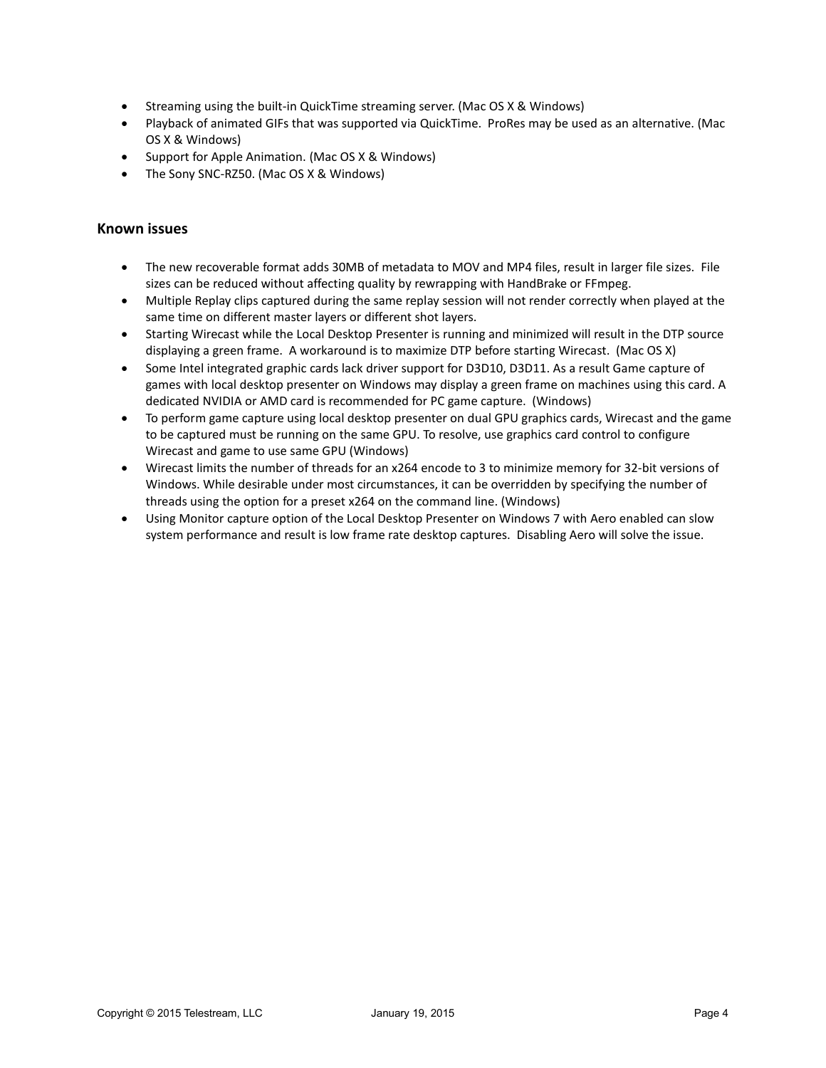- Streaming using the built-in QuickTime streaming server. (Mac OS X & Windows)
- Playback of animated GIFs that was supported via QuickTime. ProRes may be used as an alternative. (Mac OS X & Windows)
- Support for Apple Animation. (Mac OS X & Windows)
- The Sony SNC-RZ50. (Mac OS X & Windows)

## Known issues

- The new recoverable format adds 30MB of metadata to MOV and MP4 files, result in larger file sizes. File sizes can be reduced without affecting quality by rewrapping with HandBrake or FFmpeg.
- Multiple Replay clips captured during the same replay session will not render correctly when played at the same time on different master layers or different shot layers.
- Starting Wirecast while the Local Desktop Presenter is running and minimized will result in the DTP source displaying a green frame. A workaround is to maximize DTP before starting Wirecast. (Mac OS X)
- Some Intel integrated graphic cards lack driver support for D3D10, D3D11. As a result Game capture of games with local desktop presenter on Windows may display a green frame on machines using this card. A dedicated NVIDIA or AMD card is recommended for PC game capture. (Windows)
- To perform game capture using local desktop presenter on dual GPU graphics cards, Wirecast and the game to be captured must be running on the same GPU. To resolve, use graphics card control to configure Wirecast and game to use same GPU (Windows)
- Wirecast limits the number of threads for an x264 encode to 3 to minimize memory for 32-bit versions of Windows. While desirable under most circumstances, it can be overridden by specifying the number of threads using the option for a preset x264 on the command line. (Windows)
- Using Monitor capture option of the Local Desktop Presenter on Windows 7 with Aero enabled can slow system performance and result is low frame rate desktop captures. Disabling Aero will solve the issue.